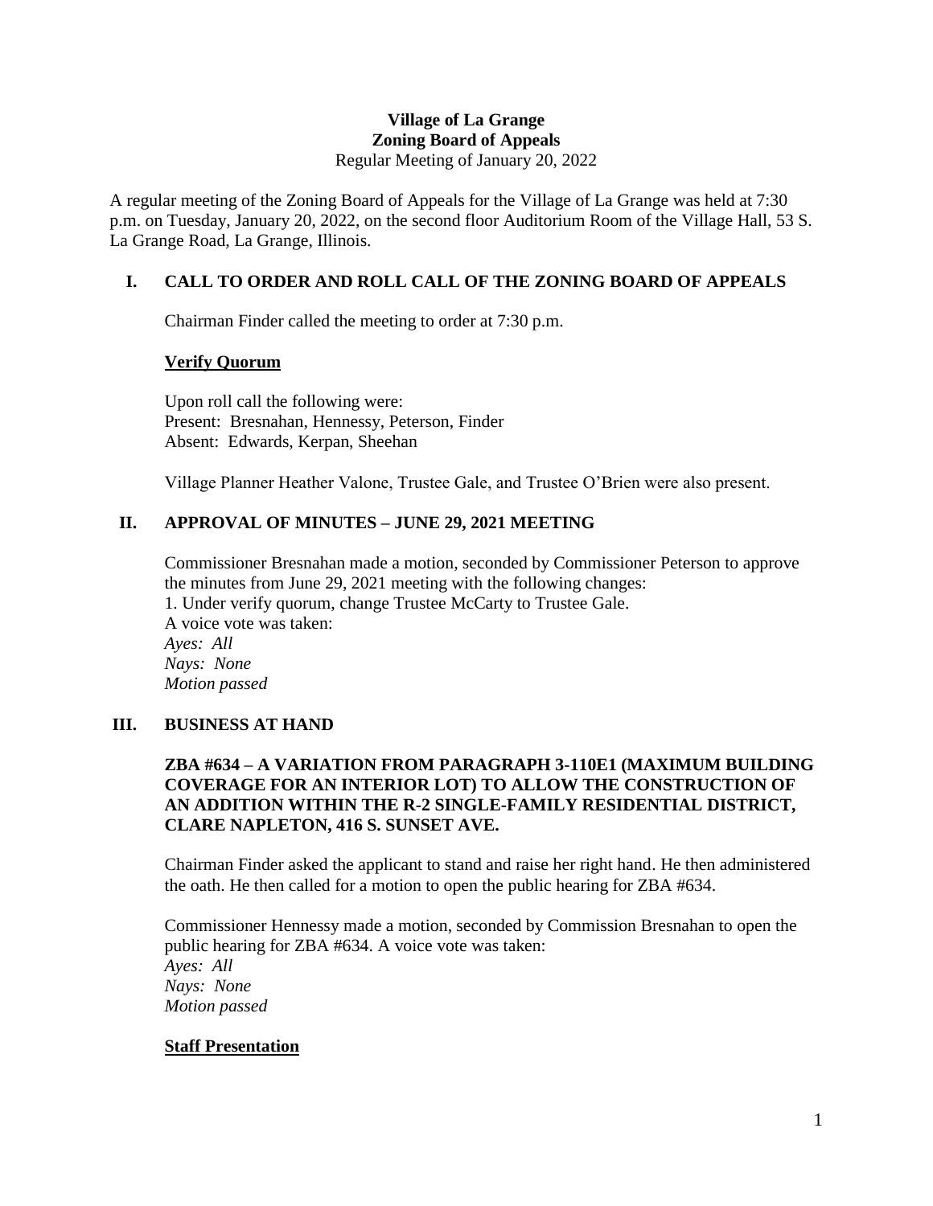**Village of La Grange**
**Zoning Board of Appeals**
Regular Meeting of January 20, 2022

A regular meeting of the Zoning Board of Appeals for the Village of La Grange was held at 7:30 p.m. on Tuesday, January 20, 2022, on the second floor Auditorium Room of the Village Hall, 53 S. La Grange Road, La Grange, Illinois.

## I. CALL TO ORDER AND ROLL CALL OF THE ZONING BOARD OF APPEALS

Chairman Finder called the meeting to order at 7:30 p.m.

**Verify Quorum**

Upon roll call the following were:
Present: Bresnahan, Hennessy, Peterson, Finder
Absent: Edwards, Kerpan, Sheehan

Village Planner Heather Valone, Trustee Gale, and Trustee O'Brien were also present.

## II. APPROVAL OF MINUTES – JUNE 29, 2021 MEETING

Commissioner Bresnahan made a motion, seconded by Commissioner Peterson to approve the minutes from June 29, 2021 meeting with the following changes:
1. Under verify quorum, change Trustee McCarty to Trustee Gale.
A voice vote was taken:
*Ayes: All*
*Nays: None*
*Motion passed*

## III. BUSINESS AT HAND

### ZBA #634 – A VARIATION FROM PARAGRAPH 3-110E1 (MAXIMUM BUILDING COVERAGE FOR AN INTERIOR LOT) TO ALLOW THE CONSTRUCTION OF AN ADDITION WITHIN THE R-2 SINGLE-FAMILY RESIDENTIAL DISTRICT, CLARE NAPLETON, 416 S. SUNSET AVE.

Chairman Finder asked the applicant to stand and raise her right hand. He then administered the oath. He then called for a motion to open the public hearing for ZBA #634.

Commissioner Hennessy made a motion, seconded by Commission Bresnahan to open the public hearing for ZBA #634. A voice vote was taken:
*Ayes: All*
*Nays: None*
*Motion passed*

**Staff Presentation**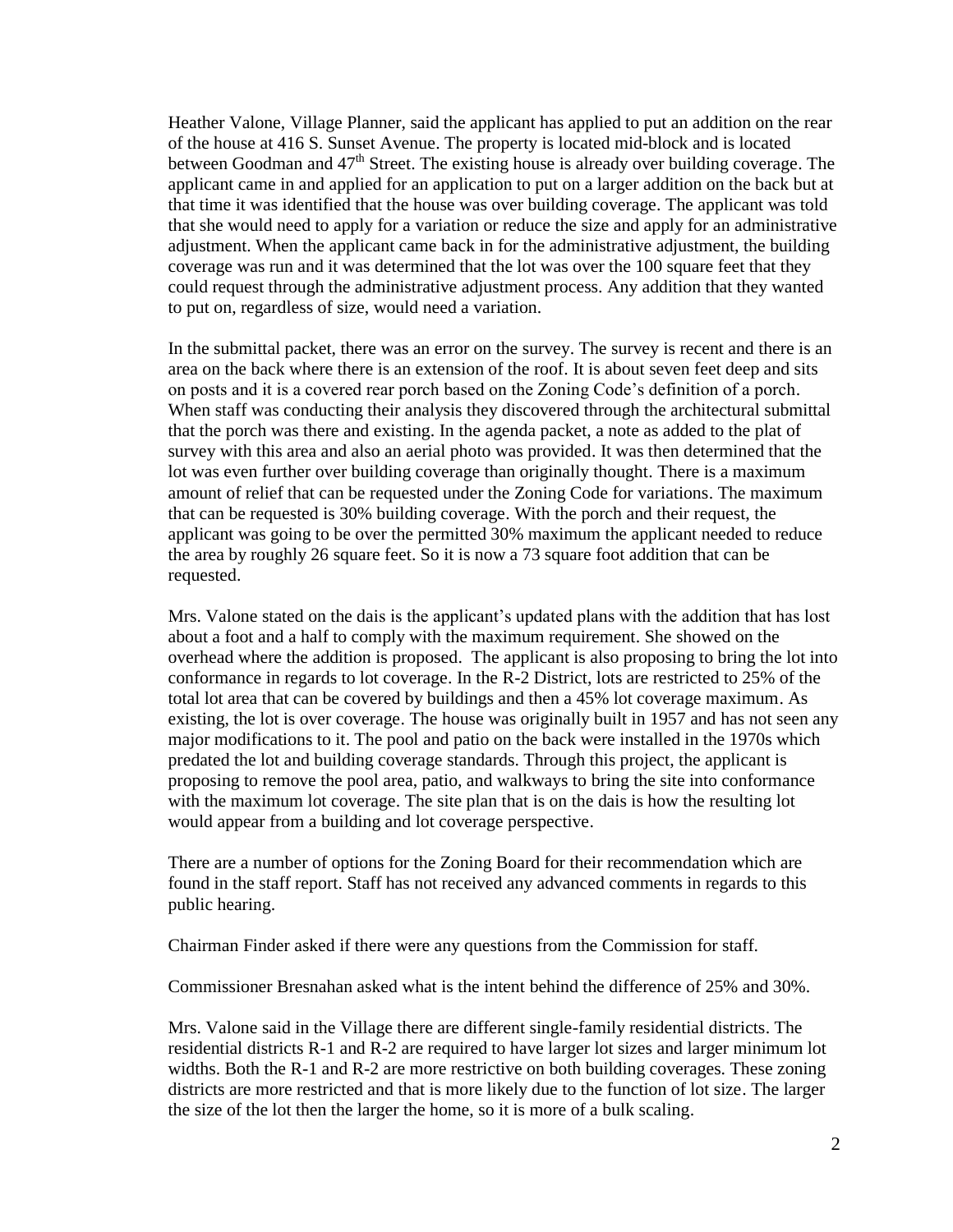Heather Valone, Village Planner, said the applicant has applied to put an addition on the rear of the house at 416 S. Sunset Avenue. The property is located mid-block and is located between Goodman and 47th Street. The existing house is already over building coverage. The applicant came in and applied for an application to put on a larger addition on the back but at that time it was identified that the house was over building coverage. The applicant was told that she would need to apply for a variation or reduce the size and apply for an administrative adjustment. When the applicant came back in for the administrative adjustment, the building coverage was run and it was determined that the lot was over the 100 square feet that they could request through the administrative adjustment process. Any addition that they wanted to put on, regardless of size, would need a variation.

In the submittal packet, there was an error on the survey. The survey is recent and there is an area on the back where there is an extension of the roof. It is about seven feet deep and sits on posts and it is a covered rear porch based on the Zoning Code's definition of a porch. When staff was conducting their analysis they discovered through the architectural submittal that the porch was there and existing. In the agenda packet, a note as added to the plat of survey with this area and also an aerial photo was provided. It was then determined that the lot was even further over building coverage than originally thought. There is a maximum amount of relief that can be requested under the Zoning Code for variations. The maximum that can be requested is 30% building coverage. With the porch and their request, the applicant was going to be over the permitted 30% maximum the applicant needed to reduce the area by roughly 26 square feet. So it is now a 73 square foot addition that can be requested.

Mrs. Valone stated on the dais is the applicant's updated plans with the addition that has lost about a foot and a half to comply with the maximum requirement. She showed on the overhead where the addition is proposed. The applicant is also proposing to bring the lot into conformance in regards to lot coverage. In the R-2 District, lots are restricted to 25% of the total lot area that can be covered by buildings and then a 45% lot coverage maximum. As existing, the lot is over coverage. The house was originally built in 1957 and has not seen any major modifications to it. The pool and patio on the back were installed in the 1970s which predated the lot and building coverage standards. Through this project, the applicant is proposing to remove the pool area, patio, and walkways to bring the site into conformance with the maximum lot coverage. The site plan that is on the dais is how the resulting lot would appear from a building and lot coverage perspective.

There are a number of options for the Zoning Board for their recommendation which are found in the staff report. Staff has not received any advanced comments in regards to this public hearing.

Chairman Finder asked if there were any questions from the Commission for staff.

Commissioner Bresnahan asked what is the intent behind the difference of 25% and 30%.

Mrs. Valone said in the Village there are different single-family residential districts. The residential districts R-1 and R-2 are required to have larger lot sizes and larger minimum lot widths. Both the R-1 and R-2 are more restrictive on both building coverages. These zoning districts are more restricted and that is more likely due to the function of lot size. The larger the size of the lot then the larger the home, so it is more of a bulk scaling.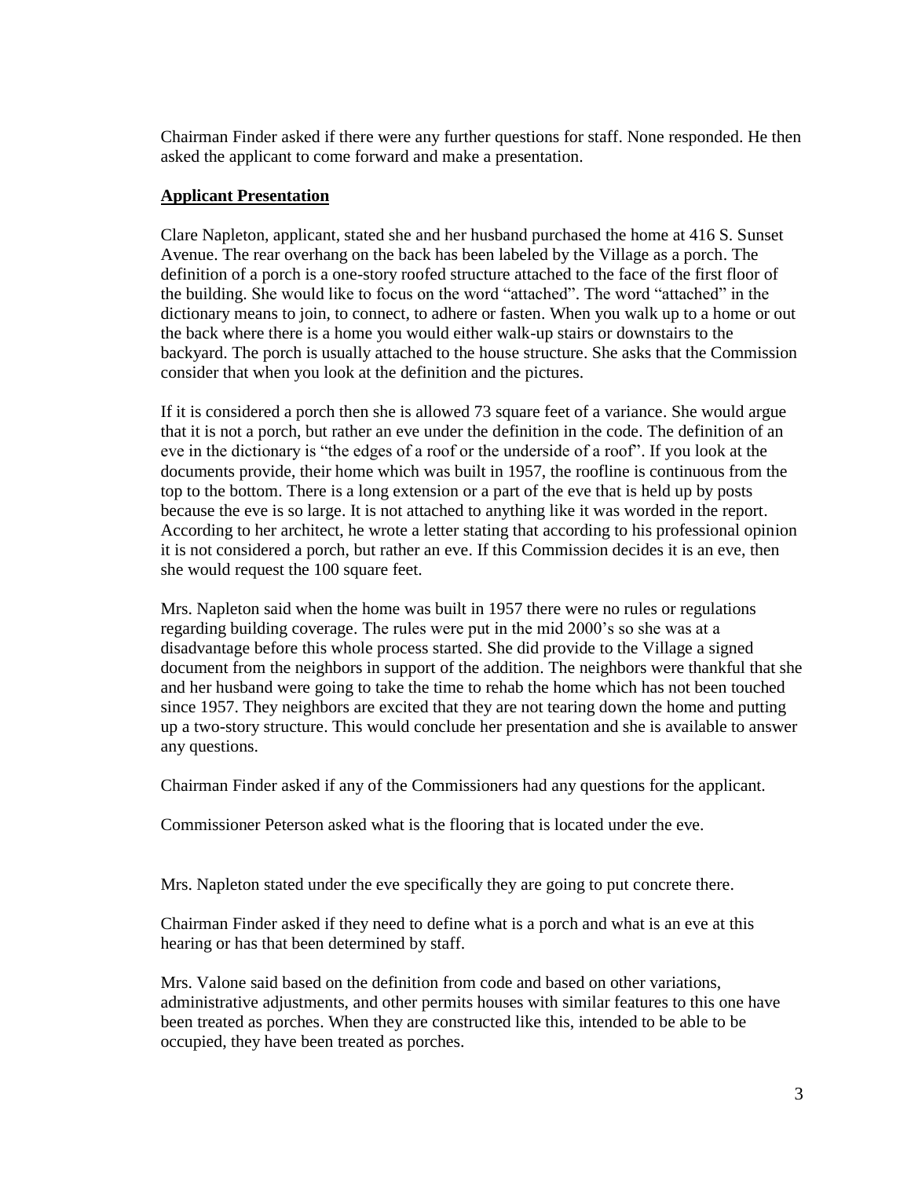Chairman Finder asked if there were any further questions for staff. None responded. He then asked the applicant to come forward and make a presentation.

**Applicant Presentation**

Clare Napleton, applicant, stated she and her husband purchased the home at 416 S. Sunset Avenue. The rear overhang on the back has been labeled by the Village as a porch. The definition of a porch is a one-story roofed structure attached to the face of the first floor of the building. She would like to focus on the word "attached". The word "attached" in the dictionary means to join, to connect, to adhere or fasten. When you walk up to a home or out the back where there is a home you would either walk-up stairs or downstairs to the backyard. The porch is usually attached to the house structure. She asks that the Commission consider that when you look at the definition and the pictures.

If it is considered a porch then she is allowed 73 square feet of a variance. She would argue that it is not a porch, but rather an eve under the definition in the code. The definition of an eve in the dictionary is "the edges of a roof or the underside of a roof". If you look at the documents provide, their home which was built in 1957, the roofline is continuous from the top to the bottom. There is a long extension or a part of the eve that is held up by posts because the eve is so large. It is not attached to anything like it was worded in the report. According to her architect, he wrote a letter stating that according to his professional opinion it is not considered a porch, but rather an eve. If this Commission decides it is an eve, then she would request the 100 square feet.

Mrs. Napleton said when the home was built in 1957 there were no rules or regulations regarding building coverage. The rules were put in the mid 2000's so she was at a disadvantage before this whole process started. She did provide to the Village a signed document from the neighbors in support of the addition. The neighbors were thankful that she and her husband were going to take the time to rehab the home which has not been touched since 1957. They neighbors are excited that they are not tearing down the home and putting up a two-story structure. This would conclude her presentation and she is available to answer any questions.

Chairman Finder asked if any of the Commissioners had any questions for the applicant.

Commissioner Peterson asked what is the flooring that is located under the eve.

Mrs. Napleton stated under the eve specifically they are going to put concrete there.

Chairman Finder asked if they need to define what is a porch and what is an eve at this hearing or has that been determined by staff.

Mrs. Valone said based on the definition from code and based on other variations, administrative adjustments, and other permits houses with similar features to this one have been treated as porches. When they are constructed like this, intended to be able to be occupied, they have been treated as porches.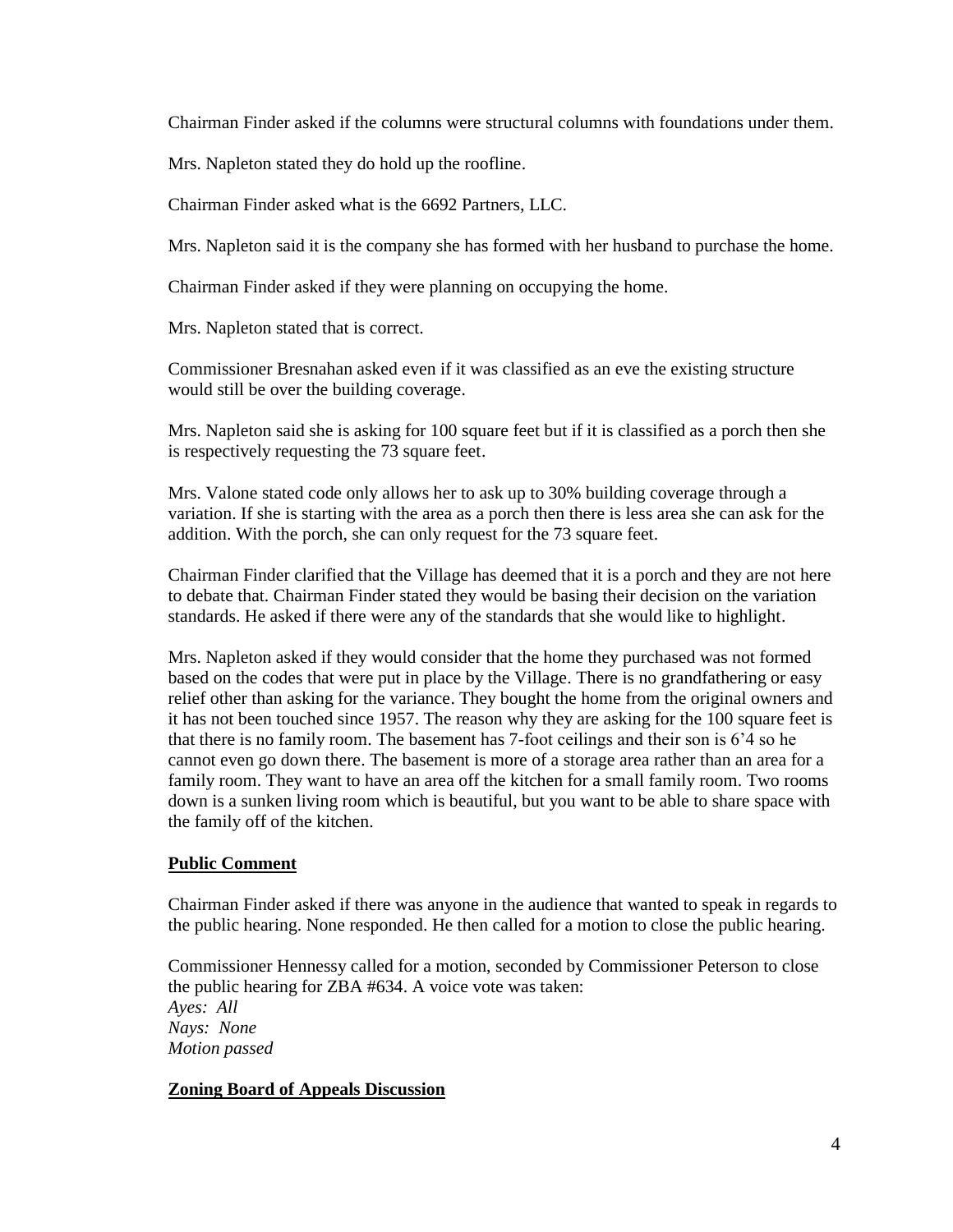Chairman Finder asked if the columns were structural columns with foundations under them.

Mrs. Napleton stated they do hold up the roofline.

Chairman Finder asked what is the 6692 Partners, LLC.

Mrs. Napleton said it is the company she has formed with her husband to purchase the home.

Chairman Finder asked if they were planning on occupying the home.

Mrs. Napleton stated that is correct.

Commissioner Bresnahan asked even if it was classified as an eve the existing structure would still be over the building coverage.

Mrs. Napleton said she is asking for 100 square feet but if it is classified as a porch then she is respectively requesting the 73 square feet.

Mrs. Valone stated code only allows her to ask up to 30% building coverage through a variation. If she is starting with the area as a porch then there is less area she can ask for the addition. With the porch, she can only request for the 73 square feet.

Chairman Finder clarified that the Village has deemed that it is a porch and they are not here to debate that. Chairman Finder stated they would be basing their decision on the variation standards. He asked if there were any of the standards that she would like to highlight.

Mrs. Napleton asked if they would consider that the home they purchased was not formed based on the codes that were put in place by the Village. There is no grandfathering or easy relief other than asking for the variance. They bought the home from the original owners and it has not been touched since 1957. The reason why they are asking for the 100 square feet is that there is no family room. The basement has 7-foot ceilings and their son is 6'4 so he cannot even go down there. The basement is more of a storage area rather than an area for a family room. They want to have an area off the kitchen for a small family room. Two rooms down is a sunken living room which is beautiful, but you want to be able to share space with the family off of the kitchen.

**Public Comment**

Chairman Finder asked if there was anyone in the audience that wanted to speak in regards to the public hearing. None responded. He then called for a motion to close the public hearing.

Commissioner Hennessy called for a motion, seconded by Commissioner Peterson to close the public hearing for ZBA #634. A voice vote was taken:
*Ayes: All*
*Nays: None*
*Motion passed*

**Zoning Board of Appeals Discussion**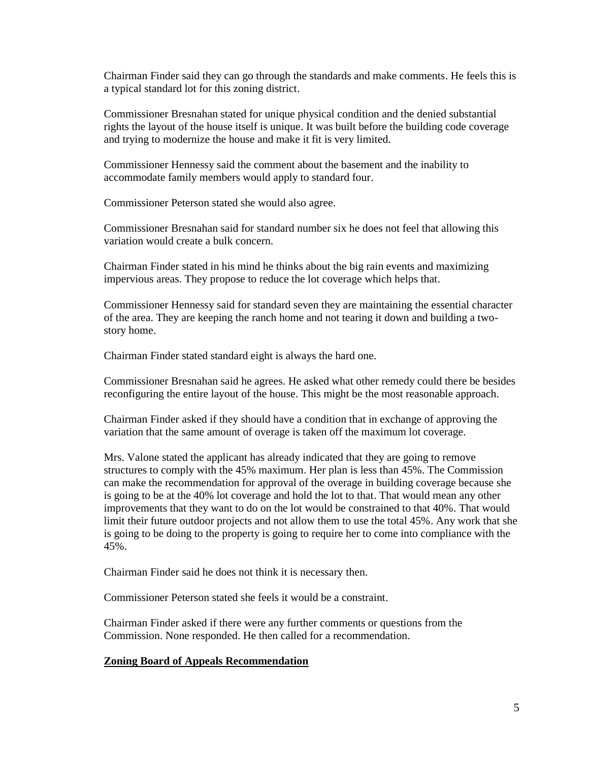Chairman Finder said they can go through the standards and make comments. He feels this is a typical standard lot for this zoning district.

Commissioner Bresnahan stated for unique physical condition and the denied substantial rights the layout of the house itself is unique. It was built before the building code coverage and trying to modernize the house and make it fit is very limited.

Commissioner Hennessy said the comment about the basement and the inability to accommodate family members would apply to standard four.

Commissioner Peterson stated she would also agree.

Commissioner Bresnahan said for standard number six he does not feel that allowing this variation would create a bulk concern.

Chairman Finder stated in his mind he thinks about the big rain events and maximizing impervious areas. They propose to reduce the lot coverage which helps that.

Commissioner Hennessy said for standard seven they are maintaining the essential character of the area. They are keeping the ranch home and not tearing it down and building a two-story home.

Chairman Finder stated standard eight is always the hard one.

Commissioner Bresnahan said he agrees. He asked what other remedy could there be besides reconfiguring the entire layout of the house. This might be the most reasonable approach.

Chairman Finder asked if they should have a condition that in exchange of approving the variation that the same amount of overage is taken off the maximum lot coverage.

Mrs. Valone stated the applicant has already indicated that they are going to remove structures to comply with the 45% maximum. Her plan is less than 45%. The Commission can make the recommendation for approval of the overage in building coverage because she is going to be at the 40% lot coverage and hold the lot to that. That would mean any other improvements that they want to do on the lot would be constrained to that 40%. That would limit their future outdoor projects and not allow them to use the total 45%. Any work that she is going to be doing to the property is going to require her to come into compliance with the 45%.

Chairman Finder said he does not think it is necessary then.

Commissioner Peterson stated she feels it would be a constraint.

Chairman Finder asked if there were any further comments or questions from the Commission. None responded. He then called for a recommendation.

**Zoning Board of Appeals Recommendation**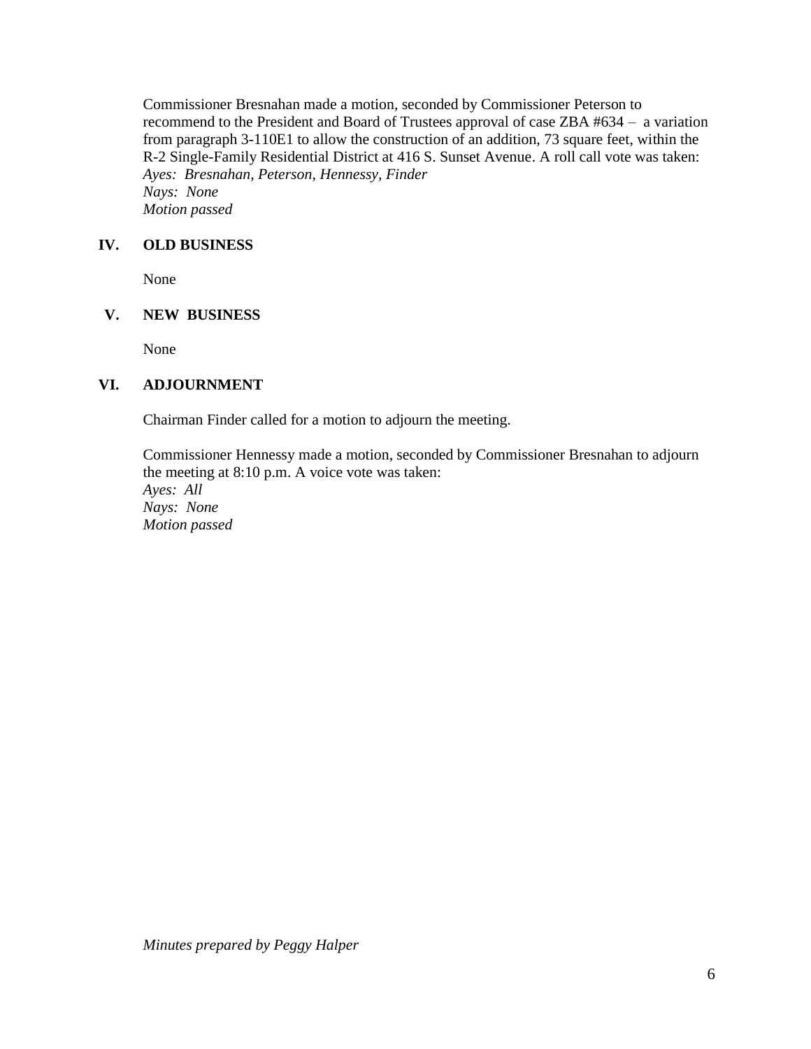Commissioner Bresnahan made a motion, seconded by Commissioner Peterson to recommend to the President and Board of Trustees approval of case ZBA #634 – a variation from paragraph 3-110E1 to allow the construction of an addition, 73 square feet, within the R-2 Single-Family Residential District at 416 S. Sunset Avenue. A roll call vote was taken:
*Ayes: Bresnahan, Peterson, Hennessy, Finder*
*Nays: None*
*Motion passed*

## IV. OLD BUSINESS

None

## V. NEW BUSINESS

None

## VI. ADJOURNMENT

Chairman Finder called for a motion to adjourn the meeting.

Commissioner Hennessy made a motion, seconded by Commissioner Bresnahan to adjourn the meeting at 8:10 p.m. A voice vote was taken:
*Ayes: All*
*Nays: None*
*Motion passed*

*Minutes prepared by Peggy Halper*